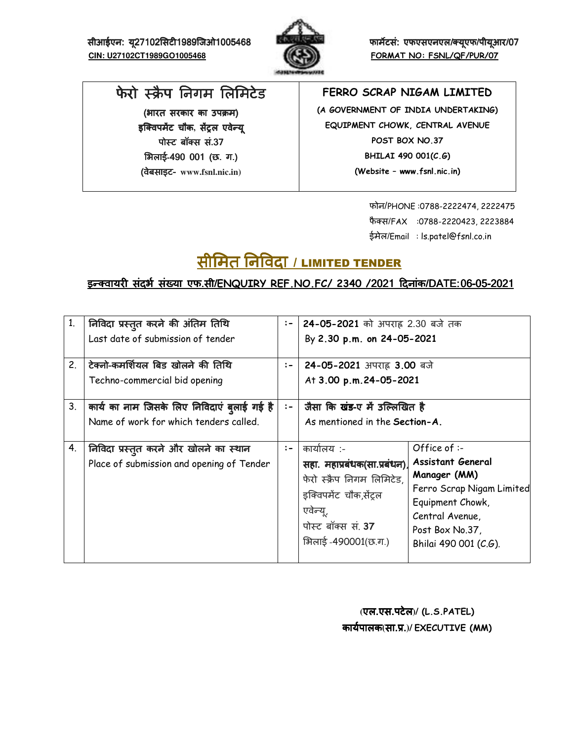सीआईएन: यू27102सिटी1989जिओ1005468
**CIN: U27102CT1989GO1005468**

फार्मेटसं: एफएसएनएल/क्यूएफ/पीयूआर/07
**FORMAT NO: FSNL/QF/PUR/07**

| फेरो स्क्रैप निगम लिमिटेड | FERRO SCRAP NIGAM LIMITED |
|---|---|
| (भारत सरकार का उपक्रम) | (A GOVERNMENT OF INDIA UNDERTAKING) |
| इक्विपमेंट चौक, सेंट्रल एवेन्यू | EQUIPMENT CHOWK, CENTRAL AVENUE |
| पोस्ट बॉक्स सं.37 | POST BOX NO.37 |
| भिलाई-490 001 (छ. ग.) | BHILAI 490 001(C.G) |
| (वेबसाइट- www.fsnl.nic.in) | (Website – www.fsnl.nic.in) |

फोन/PHONE :0788-2222474, 2222475
फैक्स/FAX :0788-2220423, 2223884
ईमेल/Email : ls.patel@fsnl.co.in

# सीमित निविदा / LIMITED TENDER

## इन्क्वायरी संदर्भ संख्या एफ.सी/ENQUIRY REF.NO.FC/ 2340 /2021 दिनांक/DATE:06-05-2021

| | | | | |
|---|---|---|---|---|
| 1. | निविदा प्रस्तुत करने की अंतिम तिथि<br>Last date of submission of tender | :- | **24-05-2021** को अपराह्न 2.30 बजे तक<br>By **2.30 p.m. on 24-05-2021** | |
| 2. | टेक्नो-कमर्शियल बिड खोलने की तिथि<br>Techno-commercial bid opening | :- | **24-05-2021** अपराह्न **3.00** बजे<br>At **3.00 p.m.24-05-2021** | |
| 3. | कार्य का नाम जिसके लिए निविदाएं बुलाई गई है<br>Name of work for which tenders called. | :- | जैसा कि खंड-ए में उल्लिखित है<br>As mentioned in the **Section-A.** | |
| 4. | निविदा प्रस्तुत करने और खोलने का स्थान<br>Place of submission and opening of Tender | :- | कार्यालय :-<br>**सहा. महाप्रबंधक(सा.प्रबंधन)**, फेरो स्क्रैप निगम लिमिटेड, इक्विपमेंट चौक,सेंट्रल एवेन्यू, पोस्ट बॉक्स सं. 37 भिलाई -490001(छ.ग.) | Office of :-<br>**Assistant General Manager (MM)**<br>Ferro Scrap Nigam Limited Equipment Chowk, Central Avenue, Post Box No.37, Bhilai 490 001 (C.G). |

**(एल.एस.पटेल)/ (L.S.PATEL)**
**कार्यपालक(सा.प्र.)/ EXECUTIVE (MM)**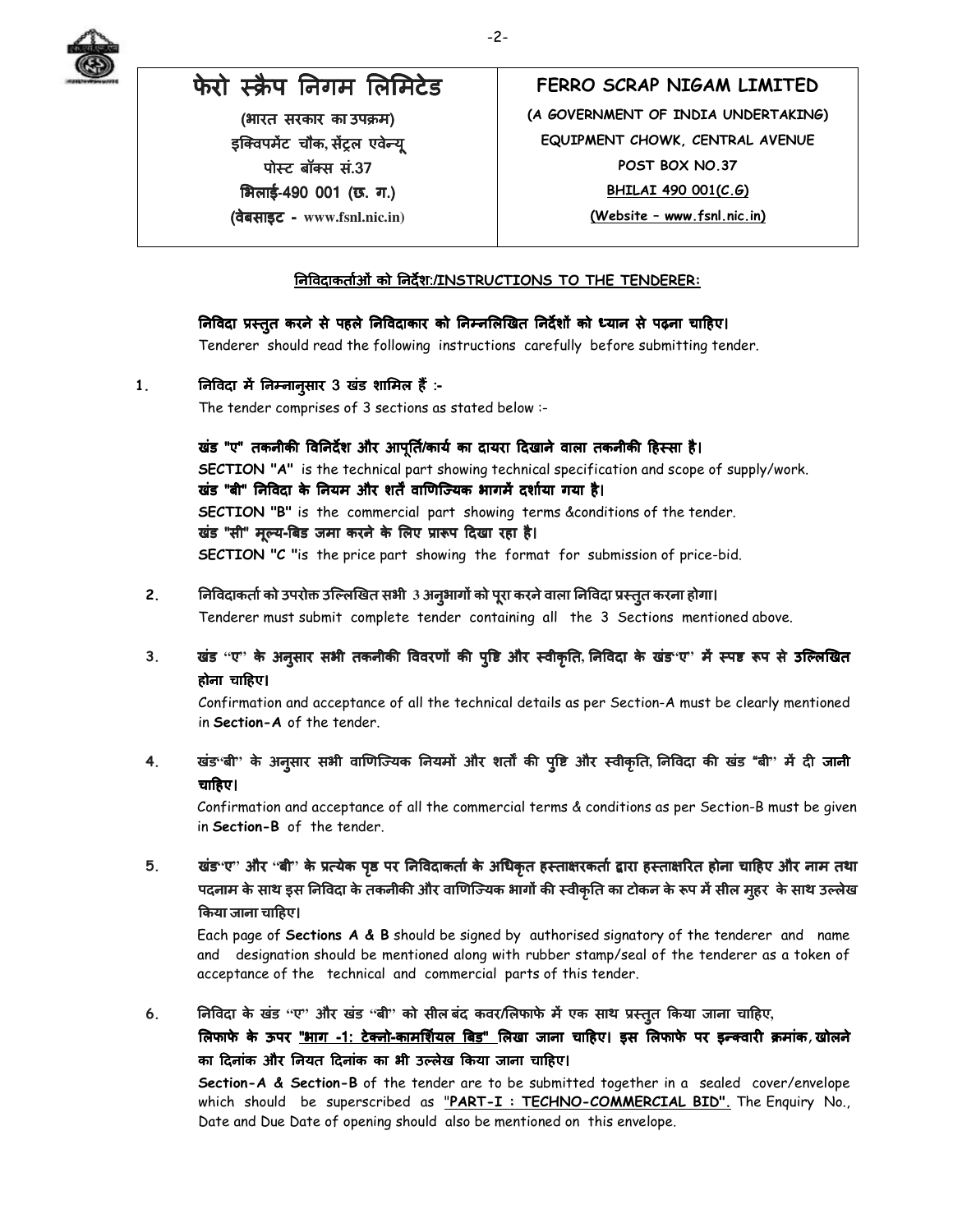| फेरो स्क्रैप निगम लिमिटेड | FERRO SCRAP NIGAM LIMITED |
|---|---|
| (भारत सरकार का उपक्रम) | (A GOVERNMENT OF INDIA UNDERTAKING) |
| इक्विपमेंट चौक, सेंट्रल एवेन्यू | EQUIPMENT CHOWK, CENTRAL AVENUE |
| पोस्ट बॉक्स सं.37 | POST BOX NO.37 |
| भिलाई-490 001 (छ. ग.) | BHILAI 490 001(C.G) |
| (वेबसाइट - www.fsnl.nic.in) | (Website – www.fsnl.nic.in) |

## निविदाकर्ताओं को निर्देश:/INSTRUCTIONS TO THE TENDERER:

**निविदा प्रस्तुत करने से पहले निविदाकार को निम्नलिखित निर्देशों को ध्यान से पढ़ना चाहिए।**
Tenderer should read the following instructions carefully before submitting tender.

1. **निविदा में निम्नानुसार 3 खंड शामिल हैं :-**
   The tender comprises of 3 sections as stated below :-

   **खंड "ए" तकनीकी विनिर्देश और आपूर्ति/कार्य का दायरा दिखाने वाला तकनीकी हिस्सा है।**
   **SECTION "A"** is the technical part showing technical specification and scope of supply/work.
   **खंड "बी" निविदा के नियम और शर्तें वाणिज्यिक भागमें दर्शाया गया है।**
   **SECTION "B"** is the commercial part showing terms &conditions of the tender.
   **खंड "सी" मूल्य-बिड जमा करने के लिए प्रारूप दिखा रहा है।**
   **SECTION "C "**is the price part showing the format for submission of price-bid.

2. निविदाकर्ता को उपरोक्त उल्लिखित सभी 3 अनुभागों को पूरा करने वाला निविदा प्रस्तुत करना होगा।
   Tenderer must submit complete tender containing all the 3 Sections mentioned above.

3. **खंड "ए" के अनुसार सभी तकनीकी विवरणों की पुष्टि और स्वीकृति, निविदा के खंड"ए" में स्पष्ट रूप से उल्लिखित होना चाहिए।**
   Confirmation and acceptance of all the technical details as per Section-A must be clearly mentioned in **Section-A** of the tender.

4. खंड"बी" के अनुसार सभी वाणिज्यिक नियमों और शर्तों की पुष्टि और स्वीकृति, निविदा की खंड "बी" में दी **जानी चाहिए।**
   Confirmation and acceptance of all the commercial terms & conditions as per Section-B must be given in **Section-B** of the tender.

5. **खंड"ए" और "बी" के प्रत्येक पृष्ठ पर निविदाकर्ता के अधिकृत हस्ताक्षरकर्ता द्वारा हस्ताक्षरित होना चाहिए और नाम तथा** पदनाम के साथ इस निविदा के तकनीकी और वाणिज्यिक भागों की स्वीकृति का टोकन के रूप में सील मुहर के साथ उल्लेख किया जाना चाहिए।
   Each page of **Sections A & B** should be signed by authorised signatory of the tenderer and name and designation should be mentioned along with rubber stamp/seal of the tenderer as a token of acceptance of the technical and commercial parts of this tender.

6. निविदा के खंड "ए" और खंड "बी" को सील बंद कवर/लिफाफे में एक साथ प्रस्तुत किया जाना चाहिए,
   **लिफाफे के ऊपर "भाग -1: टेक्नो-कामर्शियल बिड" लिखा जाना चाहिए। इस लिफाफे पर इन्क्वारी क्रमांक, खोलने का दिनांक और नियत दिनांक का भी उल्लेख किया जाना चाहिए।**
   **Section-A & Section-B** of the tender are to be submitted together in a sealed cover/envelope which should be superscribed as **"PART-I : TECHNO-COMMERCIAL BID".** The Enquiry No., Date and Due Date of opening should also be mentioned on this envelope.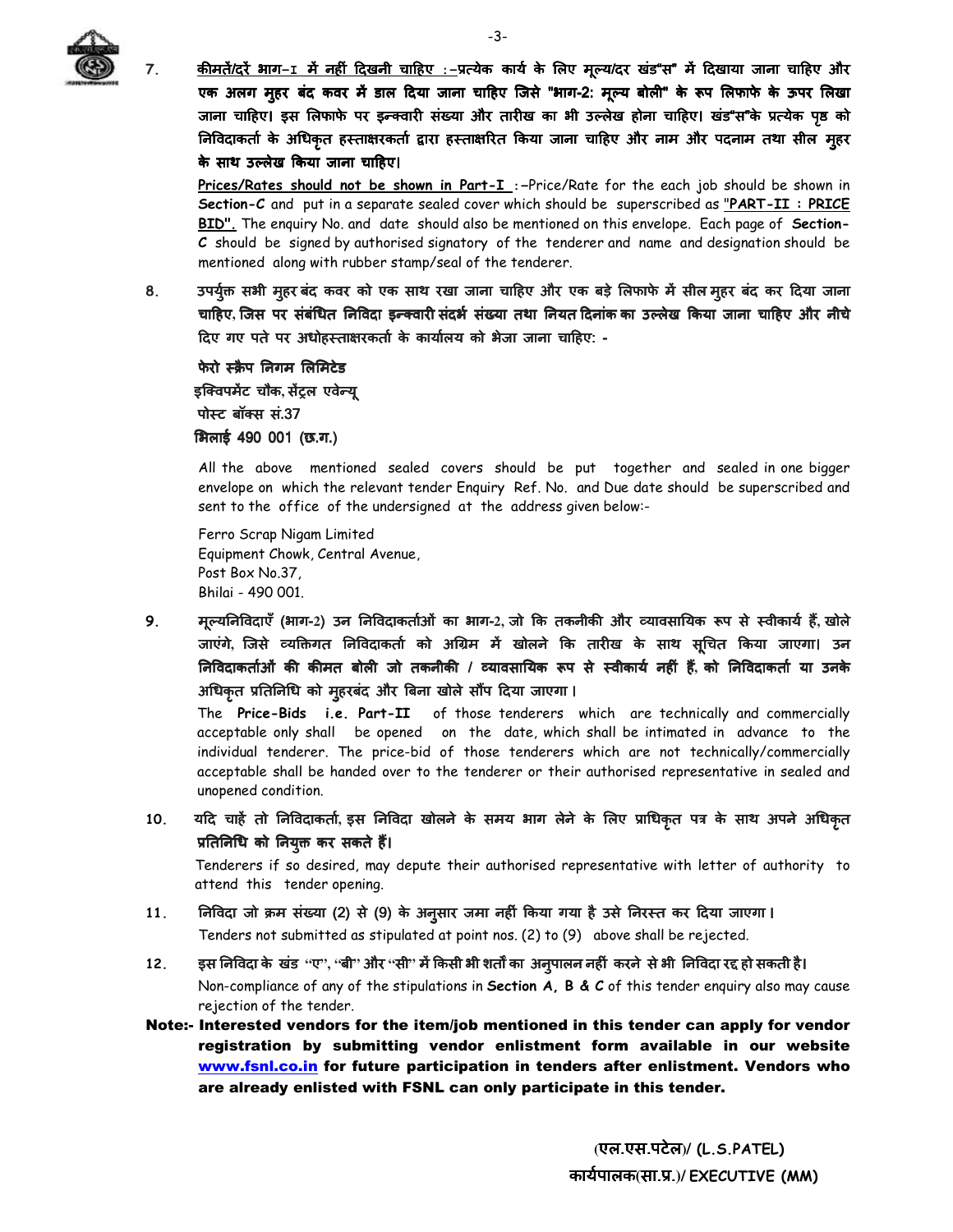7. <u>कीमतें/दरें भाग–I में नहीं दिखनी चाहिए :</u>–प्रत्येक कार्य के लिए मूल्य/दर खंड"स" में दिखाया जाना चाहिए और एक अलग मुहर बंद कवर में डाल दिया जाना चाहिए जिसे "भाग-2: मूल्य बोली" के रूप लिफाफे के ऊपर लिखा जाना चाहिए। इस लिफाफे पर इन्क्वारी संख्या और तारीख का भी उल्लेख होना चाहिए। खंड"स"के प्रत्येक पृष्ठ को निविदाकर्ता के अधिकृत हस्ताक्षरकर्ता द्वारा हस्ताक्षरित किया जाना चाहिए और नाम और पदनाम तथा सील मुहर के साथ उल्लेख किया जाना चाहिए।

   **<u>Prices/Rates should not be shown in Part-I</u>** :–Price/Rate for the each job should be shown in **Section-C** and put in a separate sealed cover which should be superscribed as "**<u>PART-II : PRICE BID</u>**". The enquiry No. and date should also be mentioned on this envelope. Each page of **Section-C** should be signed by authorised signatory of the tenderer and name and designation should be mentioned along with rubber stamp/seal of the tenderer.

8. उपर्युक्त सभी मुहर बंद कवर को एक साथ रखा जाना चाहिए और एक बड़े लिफाफे में सील मुहर बंद कर दिया जाना चाहिए, जिस पर संबंधित निविदा इन्क्वारी संदर्भ संख्या तथा नियत दिनांक का उल्लेख किया जाना चाहिए और नीचे दिए गए पते पर अधोहस्ताक्षरकर्ता के कार्यालय को भेजा जाना चाहिए: -

   **फेरो स्क्रैप निगम लिमिटेड**
   **इक्विपमेंट चौक, सेंट्रल एवेन्यू**
   **पोस्ट बॉक्स सं.37**
   **भिलाई 490 001 (छ.ग.)**

   All the above mentioned sealed covers should be put together and sealed in one bigger envelope on which the relevant tender Enquiry Ref. No. and Due date should be superscribed and sent to the office of the undersigned at the address given below:-

   Ferro Scrap Nigam Limited
   Equipment Chowk, Central Avenue,
   Post Box No.37,
   Bhilai - 490 001.

9. मूल्यनिविदाएँ (भाग-2) उन निविदाकर्ताओं का भाग-2, जो कि तकनीकी और व्यावसायिक रूप से स्वीकार्य हैं, खोले जाएंगे, जिसे व्यक्तिगत निविदाकर्ता को अग्रिम में खोलने कि तारीख के साथ सूचित किया जाएगा। उन निविदाकर्ताओं की कीमत बोली जो तकनीकी / व्यावसायिक रूप से स्वीकार्य नहीं हैं, को निविदाकर्ता या उनके अधिकृत प्रतिनिधि को मुहरबंद और बिना खोले सौंप दिया जाएगा।

   The **Price-Bids i.e. Part-II** of those tenderers which are technically and commercially acceptable only shall be opened on the date, which shall be intimated in advance to the individual tenderer. The price-bid of those tenderers which are not technically/commercially acceptable shall be handed over to the tenderer or their authorised representative in sealed and unopened condition.

10. यदि चाहें तो निविदाकर्ता, इस निविदा खोलने के समय भाग लेने के लिए प्राधिकृत पत्र के साथ अपने अधिकृत प्रतिनिधि को नियुक्त कर सकते हैं।

    Tenderers if so desired, may depute their authorised representative with letter of authority to attend this tender opening.

11. निविदा जो क्रम संख्या (2) से (9) के अनुसार जमा नहीं किया गया है उसे निरस्त कर दिया जाएगा।

    Tenders not submitted as stipulated at point nos. (2) to (9) above shall be rejected.

12. इस निविदा के खंड "ए", "बी" और "सी" में किसी भी शर्तों का अनुपालन नहीं करने से भी निविदा रद्द हो सकती है।

    Non-compliance of any of the stipulations in **Section A, B & C** of this tender enquiry also may cause rejection of the tender.

**Note:- Interested vendors for the item/job mentioned in this tender can apply for vendor registration by submitting vendor enlistment form available in our website <u>www.fsnl.co.in</u> for future participation in tenders after enlistment. Vendors who are already enlisted with FSNL can only participate in this tender.**

**(एल.एस.पटेल)/ (L.S.PATEL)**
**कार्यपालक(सा.प्र.)/ EXECUTIVE (MM)**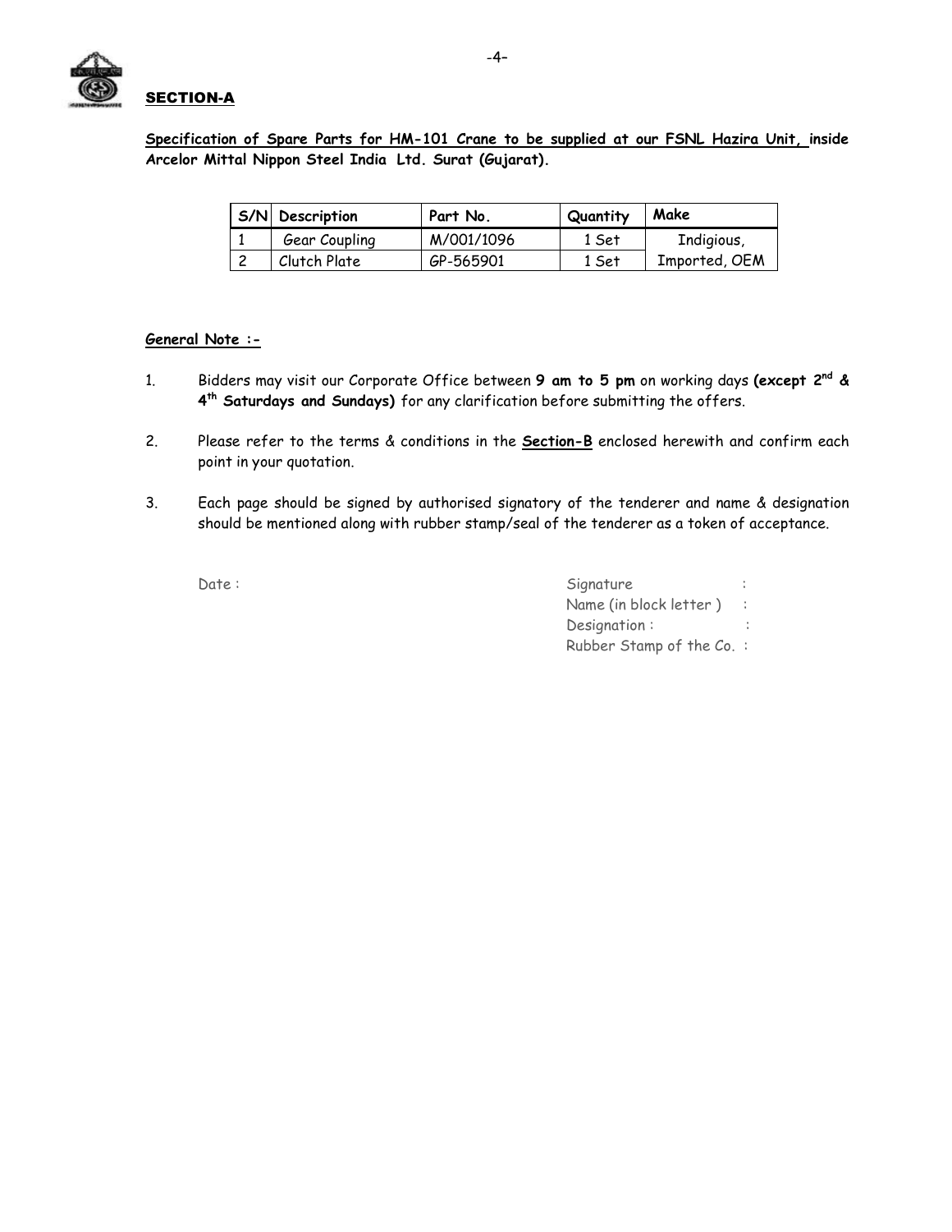## SECTION-A

**Specification of Spare Parts for HM-101 Crane to be supplied at our FSNL Hazira Unit, inside Arcelor Mittal Nippon Steel India Ltd. Surat (Gujarat).**

| S/N | Description | Part No. | Quantity | Make |
|---|---|---|---|---|
| 1 | Gear Coupling | M/001/1096 | 1 Set | Indigious, Imported, OEM |
| 2 | Clutch Plate | GP-565901 | 1 Set | |

**General Note :-**

1. Bidders may visit our Corporate Office between **9 am to 5 pm** on working days **(except 2nd & 4th Saturdays and Sundays)** for any clarification before submitting the offers.

2. Please refer to the terms & conditions in the **Section-B** enclosed herewith and confirm each point in your quotation.

3. Each page should be signed by authorised signatory of the tenderer and name & designation should be mentioned along with rubber stamp/seal of the tenderer as a token of acceptance.

Date :

Signature :
Name (in block letter ) :
Designation :
Rubber Stamp of the Co. :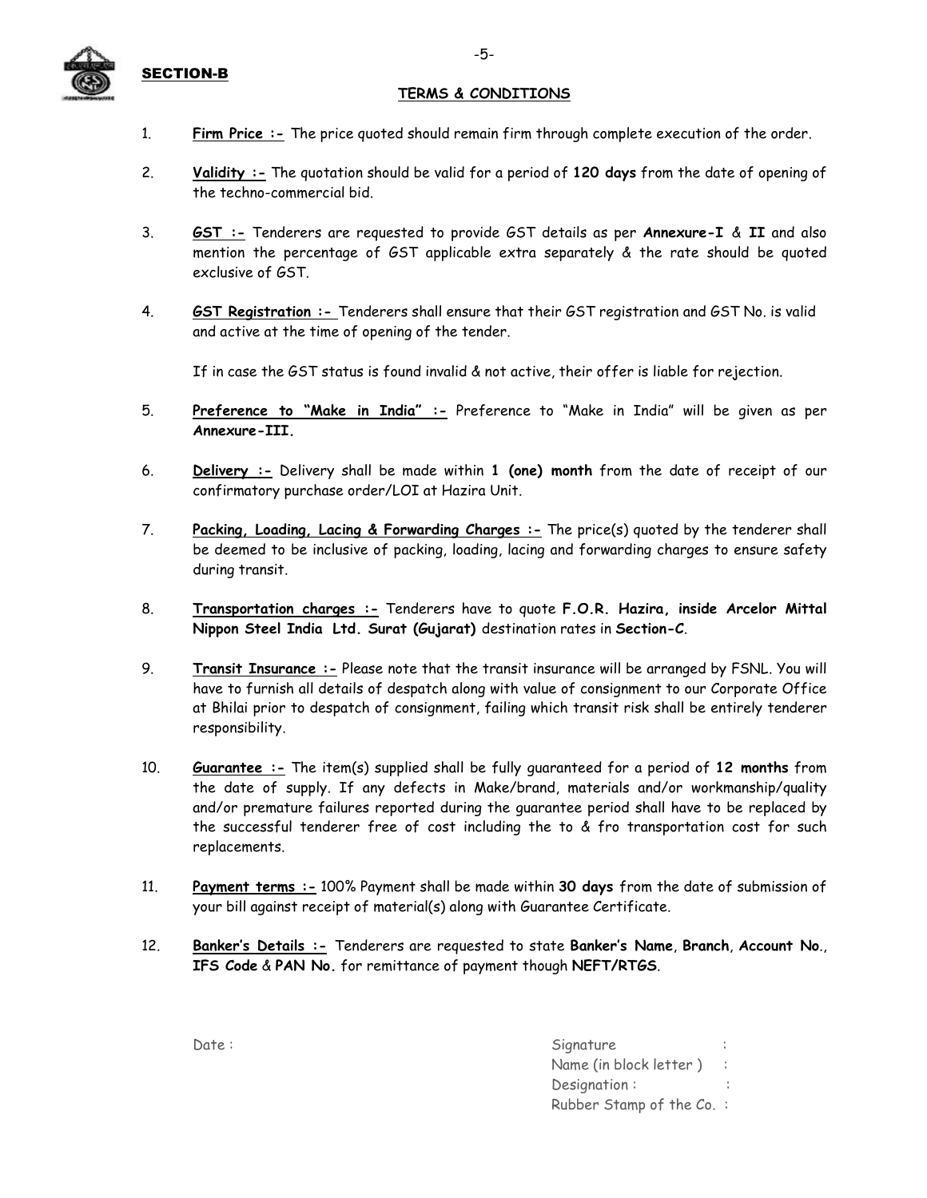SECTION-B

## TERMS & CONDITIONS

1. **Firm Price :-** The price quoted should remain firm through complete execution of the order.

2. **Validity :-** The quotation should be valid for a period of **120 days** from the date of opening of the techno-commercial bid.

3. **GST :-** Tenderers are requested to provide GST details as per **Annexure-I** & **II** and also mention the percentage of GST applicable extra separately & the rate should be quoted exclusive of GST.

4. **GST Registration :-** Tenderers shall ensure that their GST registration and GST No. is valid and active at the time of opening of the tender.

   If in case the GST status is found invalid & not active, their offer is liable for rejection.

5. **Preference to "Make in India" :-** Preference to "Make in India" will be given as per **Annexure-III.**

6. **Delivery :-** Delivery shall be made within **1 (one) month** from the date of receipt of our confirmatory purchase order/LOI at Hazira Unit.

7. **Packing, Loading, Lacing & Forwarding Charges :-** The price(s) quoted by the tenderer shall be deemed to be inclusive of packing, loading, lacing and forwarding charges to ensure safety during transit.

8. **Transportation charges :-** Tenderers have to quote **F.O.R. Hazira, inside Arcelor Mittal Nippon Steel India Ltd. Surat (Gujarat)** destination rates in **Section-C**.

9. **Transit Insurance :-** Please note that the transit insurance will be arranged by FSNL. You will have to furnish all details of despatch along with value of consignment to our Corporate Office at Bhilai prior to despatch of consignment, failing which transit risk shall be entirely tenderer responsibility.

10. **Guarantee :-** The item(s) supplied shall be fully guaranteed for a period of **12 months** from the date of supply. If any defects in Make/brand, materials and/or workmanship/quality and/or premature failures reported during the guarantee period shall have to be replaced by the successful tenderer free of cost including the to & fro transportation cost for such replacements.

11. **Payment terms :-** 100% Payment shall be made within **30 days** from the date of submission of your bill against receipt of material(s) along with Guarantee Certificate.

12. **Banker's Details :-** Tenderers are requested to state **Banker's Name**, **Branch**, **Account No.**, **IFS Code** & **PAN No.** for remittance of payment though **NEFT/RTGS**.

Date :

Signature :
Name (in block letter ) :
Designation :
Rubber Stamp of the Co. :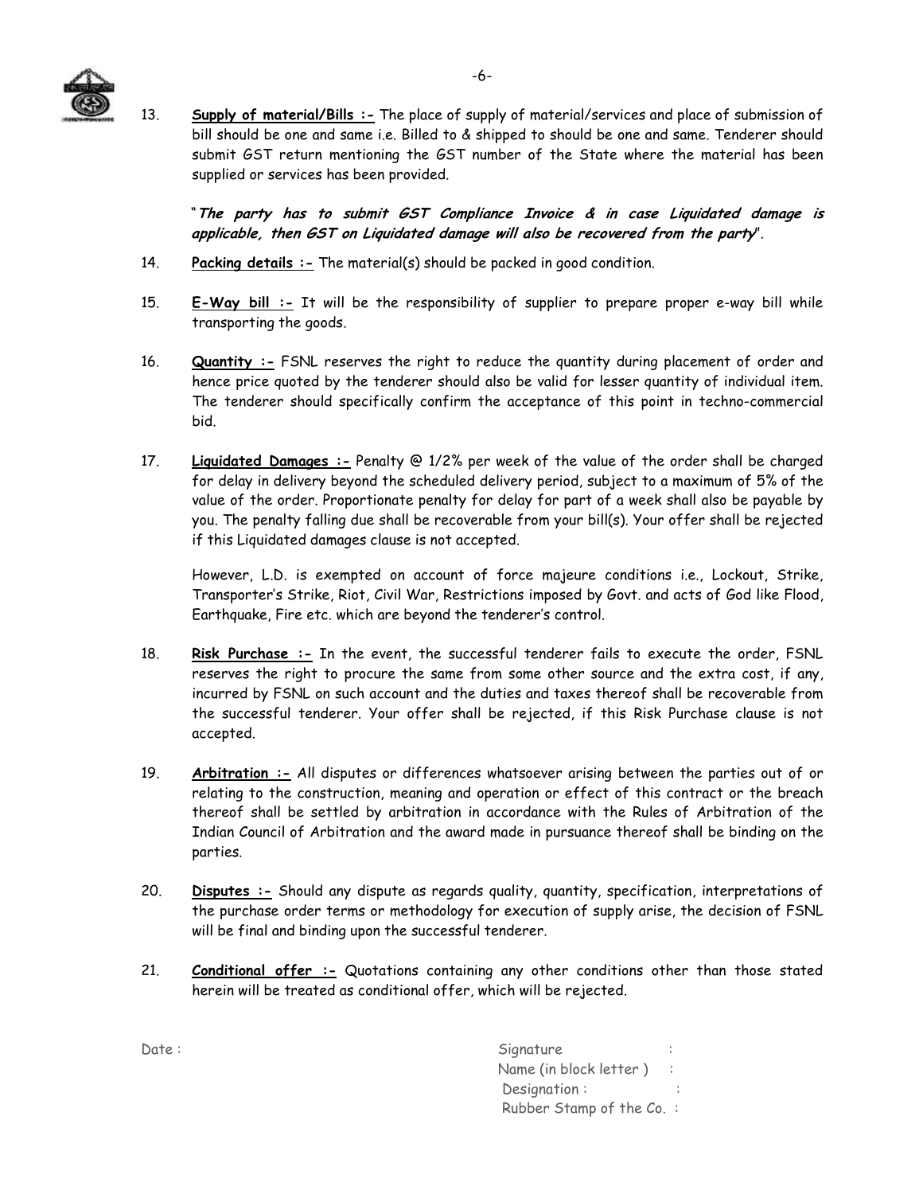13. **Supply of material/Bills :-** The place of supply of material/services and place of submission of bill should be one and same i.e. Billed to & shipped to should be one and same. Tenderer should submit GST return mentioning the GST number of the State where the material has been supplied or services has been provided.

    "***The party has to submit GST Compliance Invoice & in case Liquidated damage is applicable, then GST on Liquidated damage will also be recovered from the party***".

14. **Packing details :-** The material(s) should be packed in good condition.

15. **E-Way bill :-** It will be the responsibility of supplier to prepare proper e-way bill while transporting the goods.

16. **Quantity :-** FSNL reserves the right to reduce the quantity during placement of order and hence price quoted by the tenderer should also be valid for lesser quantity of individual item. The tenderer should specifically confirm the acceptance of this point in techno-commercial bid.

17. **Liquidated Damages :-** Penalty @ 1/2% per week of the value of the order shall be charged for delay in delivery beyond the scheduled delivery period, subject to a maximum of 5% of the value of the order. Proportionate penalty for delay for part of a week shall also be payable by you. The penalty falling due shall be recoverable from your bill(s). Your offer shall be rejected if this Liquidated damages clause is not accepted.

    However, L.D. is exempted on account of force majeure conditions i.e., Lockout, Strike, Transporter's Strike, Riot, Civil War, Restrictions imposed by Govt. and acts of God like Flood, Earthquake, Fire etc. which are beyond the tenderer's control.

18. **Risk Purchase :-** In the event, the successful tenderer fails to execute the order, FSNL reserves the right to procure the same from some other source and the extra cost, if any, incurred by FSNL on such account and the duties and taxes thereof shall be recoverable from the successful tenderer. Your offer shall be rejected, if this Risk Purchase clause is not accepted.

19. **Arbitration :-** All disputes or differences whatsoever arising between the parties out of or relating to the construction, meaning and operation or effect of this contract or the breach thereof shall be settled by arbitration in accordance with the Rules of Arbitration of the Indian Council of Arbitration and the award made in pursuance thereof shall be binding on the parties.

20. **Disputes :-** Should any dispute as regards quality, quantity, specification, interpretations of the purchase order terms or methodology for execution of supply arise, the decision of FSNL will be final and binding upon the successful tenderer.

21. **Conditional offer :-** Quotations containing any other conditions other than those stated herein will be treated as conditional offer, which will be rejected.

Date :

Signature :
Name (in block letter ) :
Designation : :
Rubber Stamp of the Co. :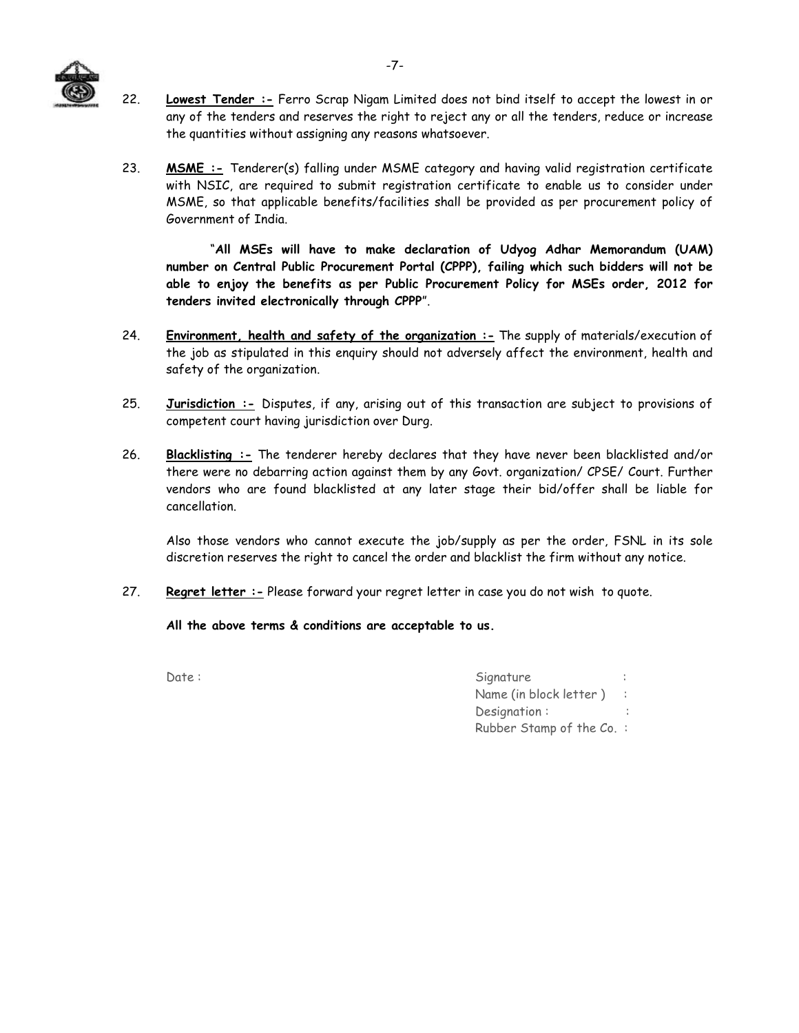22. **Lowest Tender :-** Ferro Scrap Nigam Limited does not bind itself to accept the lowest in or any of the tenders and reserves the right to reject any or all the tenders, reduce or increase the quantities without assigning any reasons whatsoever.

23. **MSME :-** Tenderer(s) falling under MSME category and having valid registration certificate with NSIC, are required to submit registration certificate to enable us to consider under MSME, so that applicable benefits/facilities shall be provided as per procurement policy of Government of India.

    "**All MSEs will have to make declaration of Udyog Adhar Memorandum (UAM) number on Central Public Procurement Portal (CPPP), failing which such bidders will not be able to enjoy the benefits as per Public Procurement Policy for MSEs order, 2012 for tenders invited electronically through CPPP**".

24. **Environment, health and safety of the organization :-** The supply of materials/execution of the job as stipulated in this enquiry should not adversely affect the environment, health and safety of the organization.

25. **Jurisdiction :-** Disputes, if any, arising out of this transaction are subject to provisions of competent court having jurisdiction over Durg.

26. **Blacklisting :-** The tenderer hereby declares that they have never been blacklisted and/or there were no debarring action against them by any Govt. organization/ CPSE/ Court. Further vendors who are found blacklisted at any later stage their bid/offer shall be liable for cancellation.

    Also those vendors who cannot execute the job/supply as per the order, FSNL in its sole discretion reserves the right to cancel the order and blacklist the firm without any notice.

27. **Regret letter :-** Please forward your regret letter in case you do not wish to quote.

**All the above terms & conditions are acceptable to us.**

Date :

Signature :
Name (in block letter ) :
Designation : :
Rubber Stamp of the Co. :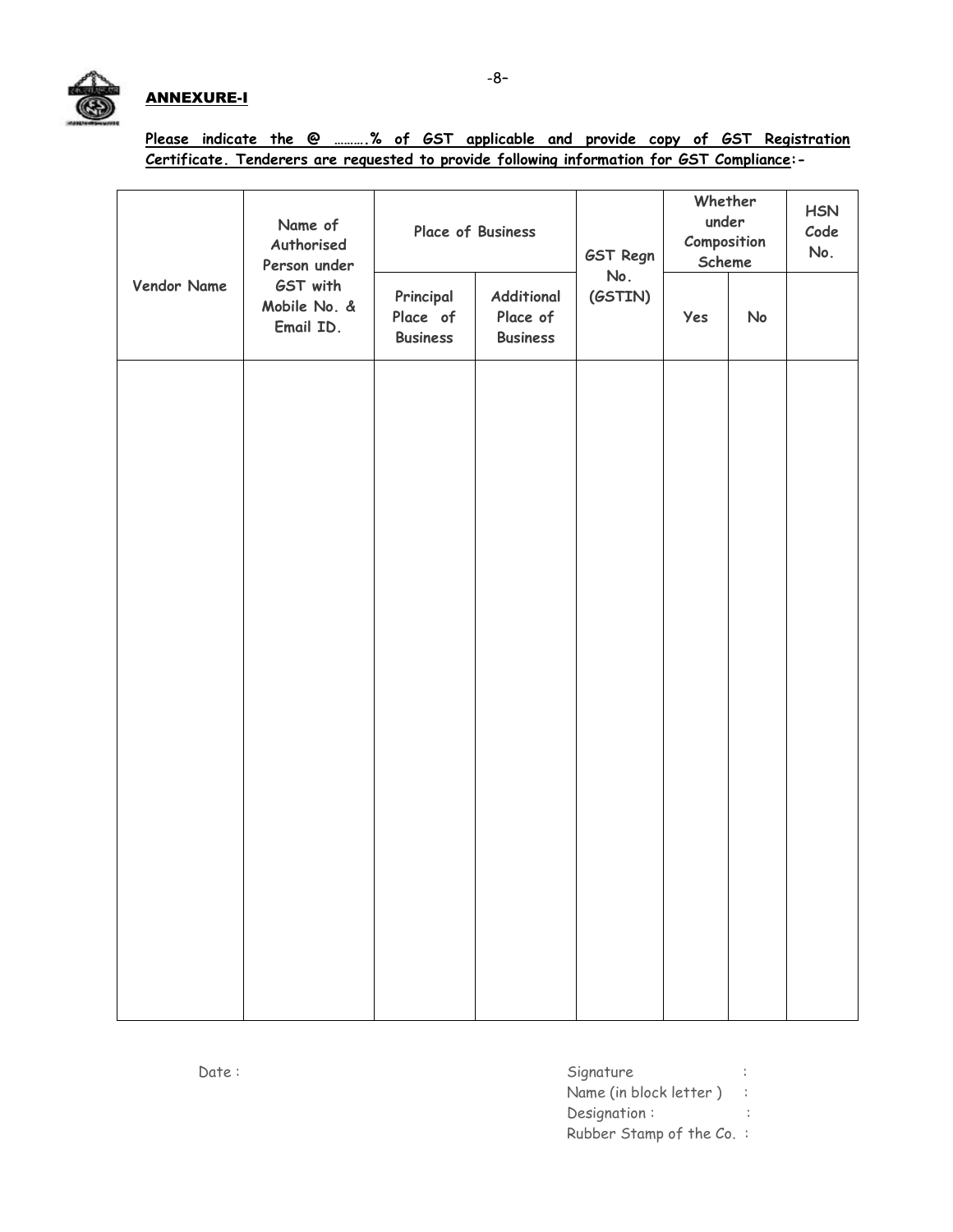## ANNEXURE-I

**Please indicate the @ ……….% of GST applicable and provide copy of GST Registration Certificate. Tenderers are requested to provide following information for GST Compliance:-**

| Vendor Name | Name of Authorised Person under GST with Mobile No. & Email ID. | Place of Business | | GST Regn No. (GSTIN) | Whether under Composition Scheme | | HSN Code No. |
|---|---|---|---|---|---|---|---|
| | | Principal Place of Business | Additional Place of Business | | Yes | No | |
| | | | | | | | |

Date :

Signature :
Name (in block letter ) :
Designation : :
Rubber Stamp of the Co. :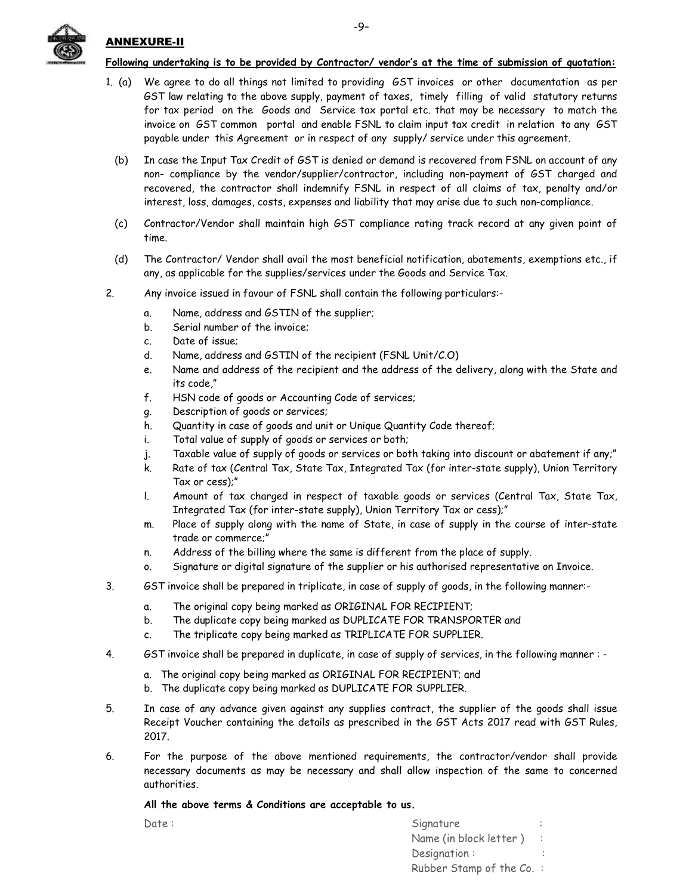## ANNEXURE-II

**Following undertaking is to be provided by Contractor/ vendor's at the time of submission of quotation:**

1. (a) We agree to do all things not limited to providing GST invoices or other documentation as per GST law relating to the above supply, payment of taxes, timely filling of valid statutory returns for tax period on the Goods and Service tax portal etc. that may be necessary to match the invoice on GST common portal and enable FSNL to claim input tax credit in relation to any GST payable under this Agreement or in respect of any supply/ service under this agreement.

   (b) In case the Input Tax Credit of GST is denied or demand is recovered from FSNL on account of any non- compliance by the vendor/supplier/contractor, including non-payment of GST charged and recovered, the contractor shall indemnify FSNL in respect of all claims of tax, penalty and/or interest, loss, damages, costs, expenses and liability that may arise due to such non-compliance.

   (c) Contractor/Vendor shall maintain high GST compliance rating track record at any given point of time.

   (d) The Contractor/ Vendor shall avail the most beneficial notification, abatements, exemptions etc., if any, as applicable for the supplies/services under the Goods and Service Tax.

2. Any invoice issued in favour of FSNL shall contain the following particulars:-

   a. Name, address and GSTIN of the supplier;
   b. Serial number of the invoice;
   c. Date of issue;
   d. Name, address and GSTIN of the recipient (FSNL Unit/C.O)
   e. Name and address of the recipient and the address of the delivery, along with the State and its code,"
   f. HSN code of goods or Accounting Code of services;
   g. Description of goods or services;
   h. Quantity in case of goods and unit or Unique Quantity Code thereof;
   i. Total value of supply of goods or services or both;
   j. Taxable value of supply of goods or services or both taking into discount or abatement if any;"
   k. Rate of tax (Central Tax, State Tax, Integrated Tax (for inter-state supply), Union Territory Tax or cess);"
   l. Amount of tax charged in respect of taxable goods or services (Central Tax, State Tax, Integrated Tax (for inter-state supply), Union Territory Tax or cess);"
   m. Place of supply along with the name of State, in case of supply in the course of inter-state trade or commerce;"
   n. Address of the billing where the same is different from the place of supply.
   o. Signature or digital signature of the supplier or his authorised representative on Invoice.

3. GST invoice shall be prepared in triplicate, in case of supply of goods, in the following manner:-

   a. The original copy being marked as ORIGINAL FOR RECIPIENT;
   b. The duplicate copy being marked as DUPLICATE FOR TRANSPORTER and
   c. The triplicate copy being marked as TRIPLICATE FOR SUPPLIER.

4. GST invoice shall be prepared in duplicate, in case of supply of services, in the following manner : -

   a. The original copy being marked as ORIGINAL FOR RECIPIENT; and
   b. The duplicate copy being marked as DUPLICATE FOR SUPPLIER.

5. In case of any advance given against any supplies contract, the supplier of the goods shall issue Receipt Voucher containing the details as prescribed in the GST Acts 2017 read with GST Rules, 2017.

6. For the purpose of the above mentioned requirements, the contractor/vendor shall provide necessary documents as may be necessary and shall allow inspection of the same to concerned authorities.

**All the above terms & Conditions are acceptable to us.**

Date :

Signature :
Name (in block letter ) :
Designation : :
Rubber Stamp of the Co. :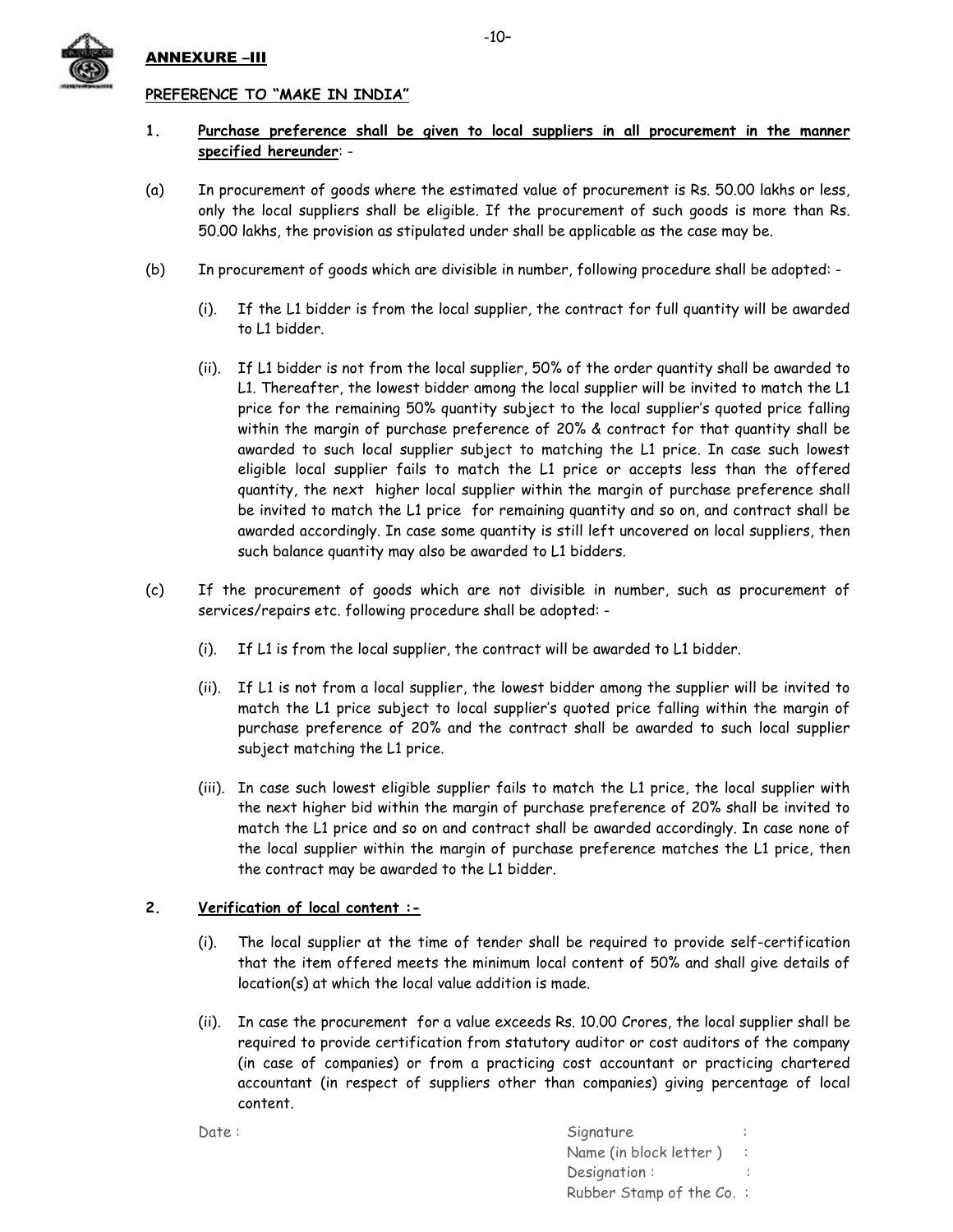**ANNEXURE –III**

**PREFERENCE TO "MAKE IN INDIA"**

**1. Purchase preference shall be given to local suppliers in all procurement in the manner specified hereunder**: -

(a) In procurement of goods where the estimated value of procurement is Rs. 50.00 lakhs or less, only the local suppliers shall be eligible. If the procurement of such goods is more than Rs. 50.00 lakhs, the provision as stipulated under shall be applicable as the case may be.

(b) In procurement of goods which are divisible in number, following procedure shall be adopted: -

(i). If the L1 bidder is from the local supplier, the contract for full quantity will be awarded to L1 bidder.

(ii). If L1 bidder is not from the local supplier, 50% of the order quantity shall be awarded to L1. Thereafter, the lowest bidder among the local supplier will be invited to match the L1 price for the remaining 50% quantity subject to the local supplier's quoted price falling within the margin of purchase preference of 20% & contract for that quantity shall be awarded to such local supplier subject to matching the L1 price. In case such lowest eligible local supplier fails to match the L1 price or accepts less than the offered quantity, the next higher local supplier within the margin of purchase preference shall be invited to match the L1 price for remaining quantity and so on, and contract shall be awarded accordingly. In case some quantity is still left uncovered on local suppliers, then such balance quantity may also be awarded to L1 bidders.

(c) If the procurement of goods which are not divisible in number, such as procurement of services/repairs etc. following procedure shall be adopted: -

(i). If L1 is from the local supplier, the contract will be awarded to L1 bidder.

(ii). If L1 is not from a local supplier, the lowest bidder among the supplier will be invited to match the L1 price subject to local supplier's quoted price falling within the margin of purchase preference of 20% and the contract shall be awarded to such local supplier subject matching the L1 price.

(iii). In case such lowest eligible supplier fails to match the L1 price, the local supplier with the next higher bid within the margin of purchase preference of 20% shall be invited to match the L1 price and so on and contract shall be awarded accordingly. In case none of the local supplier within the margin of purchase preference matches the L1 price, then the contract may be awarded to the L1 bidder.

**2. Verification of local content :-**

(i). The local supplier at the time of tender shall be required to provide self-certification that the item offered meets the minimum local content of 50% and shall give details of location(s) at which the local value addition is made.

(ii). In case the procurement for a value exceeds Rs. 10.00 Crores, the local supplier shall be required to provide certification from statutory auditor or cost auditors of the company (in case of companies) or from a practicing cost accountant or practicing chartered accountant (in respect of suppliers other than companies) giving percentage of local content.

Date :

Signature :
Name (in block letter ) :
Designation : :
Rubber Stamp of the Co. :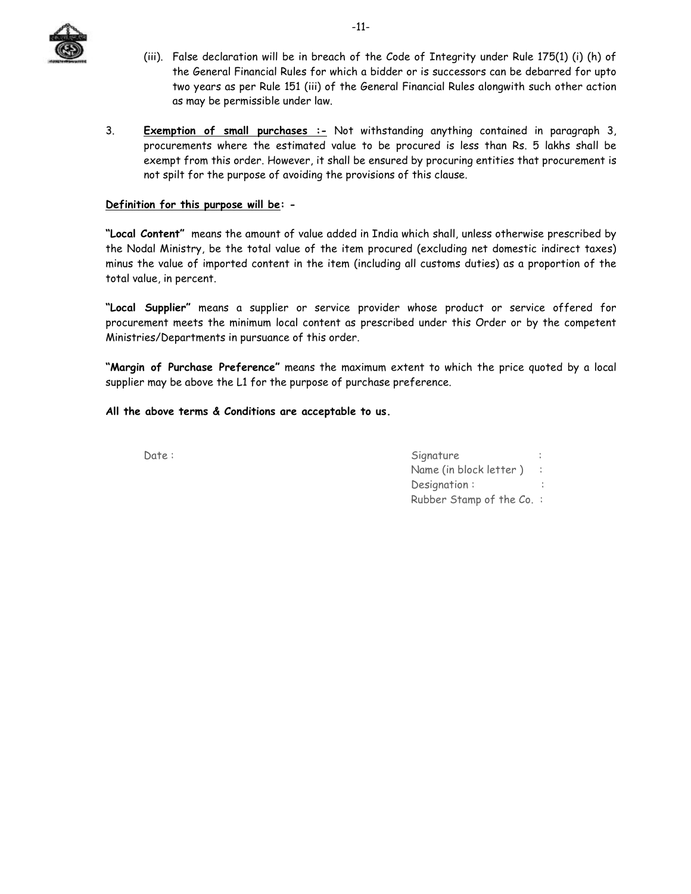(iii). False declaration will be in breach of the Code of Integrity under Rule 175(1) (i) (h) of the General Financial Rules for which a bidder or is successors can be debarred for upto two years as per Rule 151 (iii) of the General Financial Rules alongwith such other action as may be permissible under law.

3. **Exemption of small purchases :-** Not withstanding anything contained in paragraph 3, procurements where the estimated value to be procured is less than Rs. 5 lakhs shall be exempt from this order. However, it shall be ensured by procuring entities that procurement is not spilt for the purpose of avoiding the provisions of this clause.

**Definition for this purpose will be: -**

**"Local Content"** means the amount of value added in India which shall, unless otherwise prescribed by the Nodal Ministry, be the total value of the item procured (excluding net domestic indirect taxes) minus the value of imported content in the item (including all customs duties) as a proportion of the total value, in percent.

**"Local Supplier"** means a supplier or service provider whose product or service offered for procurement meets the minimum local content as prescribed under this Order or by the competent Ministries/Departments in pursuance of this order.

**"Margin of Purchase Preference"** means the maximum extent to which the price quoted by a local supplier may be above the L1 for the purpose of purchase preference.

**All the above terms & Conditions are acceptable to us.**

Date :

Signature :
Name (in block letter ) :
Designation :
Rubber Stamp of the Co. :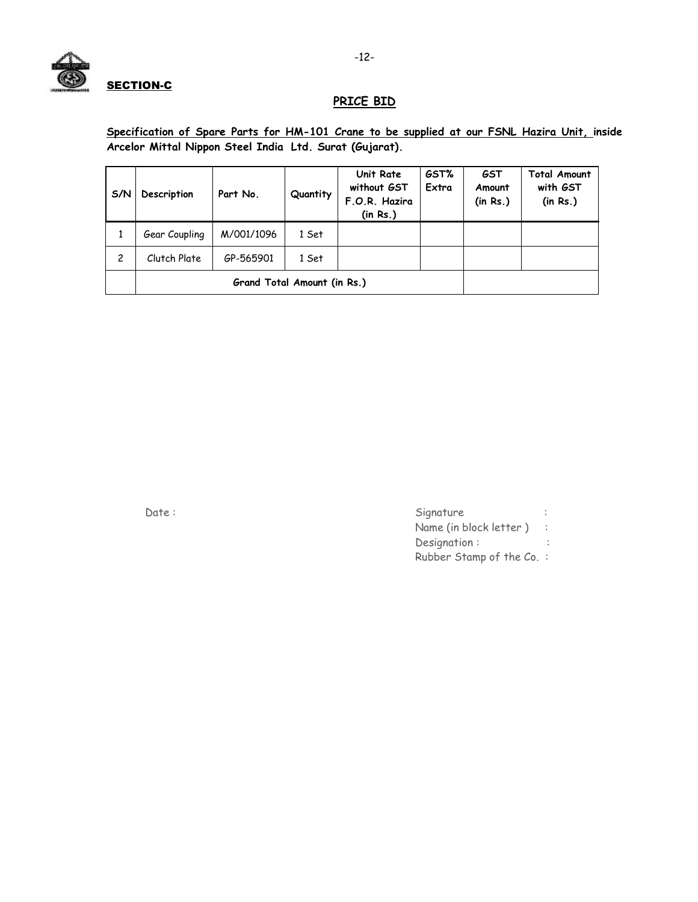**SECTION-C**

## PRICE BID

**Specification of Spare Parts for HM-101 Crane to be supplied at our FSNL Hazira Unit, inside Arcelor Mittal Nippon Steel India Ltd. Surat (Gujarat).**

| S/N | Description | Part No. | Quantity | Unit Rate without GST F.O.R. Hazira (in Rs.) | GST% Extra | GST Amount (in Rs.) | Total Amount with GST (in Rs.) |
|---|---|---|---|---|---|---|---|
| 1 | Gear Coupling | M/001/1096 | 1 Set | | | | |
| 2 | Clutch Plate | GP-565901 | 1 Set | | | | |
| | **Grand Total Amount (in Rs.)** | | | | | | |

Date :

Signature :
Name (in block letter ) :
Designation :
Rubber Stamp of the Co. :